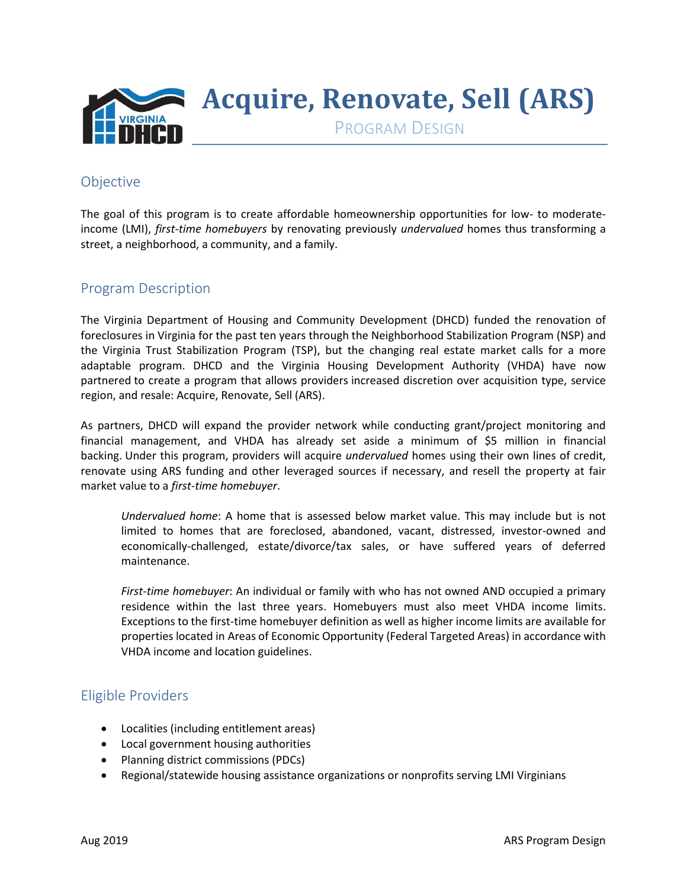# Acquire, Renovate, Sell (ARS)

PROGRAM DESIGN

## Objective

The goal of this program is to create affordable homeownership opportunities for low- to moderate-income (LMI), *first-time homebuyers* by renovating previously *undervalued* homes thus transforming a street, a neighborhood, a community, and a family.

## Program Description

The Virginia Department of Housing and Community Development (DHCD) funded the renovation of foreclosures in Virginia for the past ten years through the Neighborhood Stabilization Program (NSP) and the Virginia Trust Stabilization Program (TSP), but the changing real estate market calls for a more adaptable program. DHCD and the Virginia Housing Development Authority (VHDA) have now partnered to create a program that allows providers increased discretion over acquisition type, service region, and resale: Acquire, Renovate, Sell (ARS).

As partners, DHCD will expand the provider network while conducting grant/project monitoring and financial management, and VHDA has already set aside a minimum of $5 million in financial backing. Under this program, providers will acquire *undervalued* homes using their own lines of credit, renovate using ARS funding and other leveraged sources if necessary, and resell the property at fair market value to a *first-time homebuyer*.

> *Undervalued home*: A home that is assessed below market value. This may include but is not limited to homes that are foreclosed, abandoned, vacant, distressed, investor-owned and economically-challenged, estate/divorce/tax sales, or have suffered years of deferred maintenance.
>
> *First-time homebuyer*: An individual or family with who has not owned AND occupied a primary residence within the last three years. Homebuyers must also meet VHDA income limits. Exceptions to the first-time homebuyer definition as well as higher income limits are available for properties located in Areas of Economic Opportunity (Federal Targeted Areas) in accordance with VHDA income and location guidelines.

## Eligible Providers

- Localities (including entitlement areas)
- Local government housing authorities
- Planning district commissions (PDCs)
- Regional/statewide housing assistance organizations or nonprofits serving LMI Virginians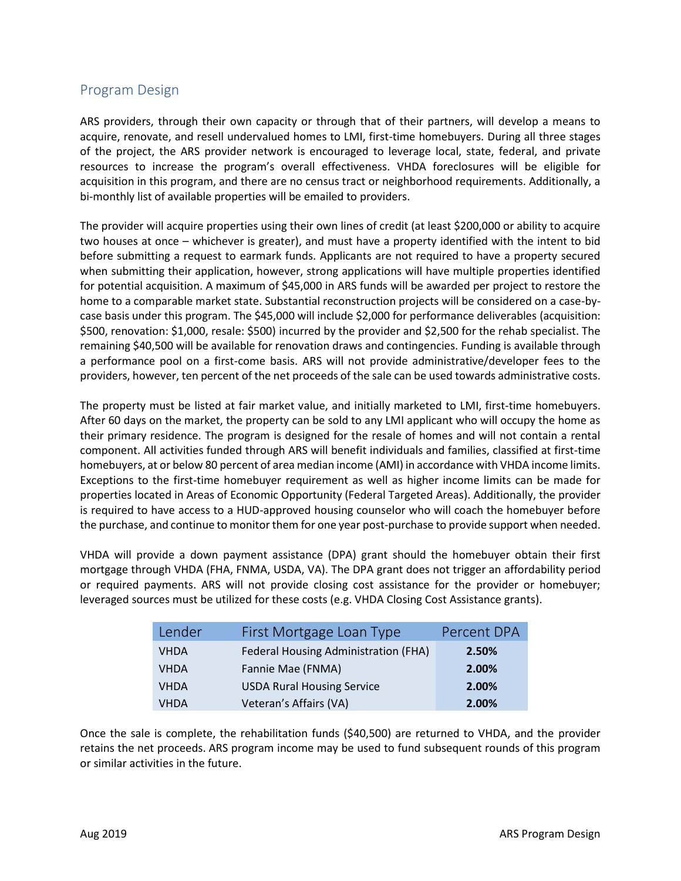## Program Design

ARS providers, through their own capacity or through that of their partners, will develop a means to acquire, renovate, and resell undervalued homes to LMI, first-time homebuyers. During all three stages of the project, the ARS provider network is encouraged to leverage local, state, federal, and private resources to increase the program's overall effectiveness. VHDA foreclosures will be eligible for acquisition in this program, and there are no census tract or neighborhood requirements. Additionally, a bi-monthly list of available properties will be emailed to providers.

The provider will acquire properties using their own lines of credit (at least $200,000 or ability to acquire two houses at once – whichever is greater), and must have a property identified with the intent to bid before submitting a request to earmark funds. Applicants are not required to have a property secured when submitting their application, however, strong applications will have multiple properties identified for potential acquisition. A maximum of $45,000 in ARS funds will be awarded per project to restore the home to a comparable market state. Substantial reconstruction projects will be considered on a case-by-case basis under this program. The $45,000 will include $2,000 for performance deliverables (acquisition: $500, renovation: $1,000, resale: $500) incurred by the provider and $2,500 for the rehab specialist. The remaining $40,500 will be available for renovation draws and contingencies. Funding is available through a performance pool on a first-come basis. ARS will not provide administrative/developer fees to the providers, however, ten percent of the net proceeds of the sale can be used towards administrative costs.

The property must be listed at fair market value, and initially marketed to LMI, first-time homebuyers. After 60 days on the market, the property can be sold to any LMI applicant who will occupy the home as their primary residence. The program is designed for the resale of homes and will not contain a rental component. All activities funded through ARS will benefit individuals and families, classified at first-time homebuyers, at or below 80 percent of area median income (AMI) in accordance with VHDA income limits. Exceptions to the first-time homebuyer requirement as well as higher income limits can be made for properties located in Areas of Economic Opportunity (Federal Targeted Areas). Additionally, the provider is required to have access to a HUD-approved housing counselor who will coach the homebuyer before the purchase, and continue to monitor them for one year post-purchase to provide support when needed.

VHDA will provide a down payment assistance (DPA) grant should the homebuyer obtain their first mortgage through VHDA (FHA, FNMA, USDA, VA). The DPA grant does not trigger an affordability period or required payments. ARS will not provide closing cost assistance for the provider or homebuyer; leveraged sources must be utilized for these costs (e.g. VHDA Closing Cost Assistance grants).

| Lender | First Mortgage Loan Type | Percent DPA |
|---|---|---|
| VHDA | Federal Housing Administration (FHA) | **2.50%** |
| VHDA | Fannie Mae (FNMA) | **2.00%** |
| VHDA | USDA Rural Housing Service | **2.00%** |
| VHDA | Veteran's Affairs (VA) | **2.00%** |

Once the sale is complete, the rehabilitation funds ($40,500) are returned to VHDA, and the provider retains the net proceeds. ARS program income may be used to fund subsequent rounds of this program or similar activities in the future.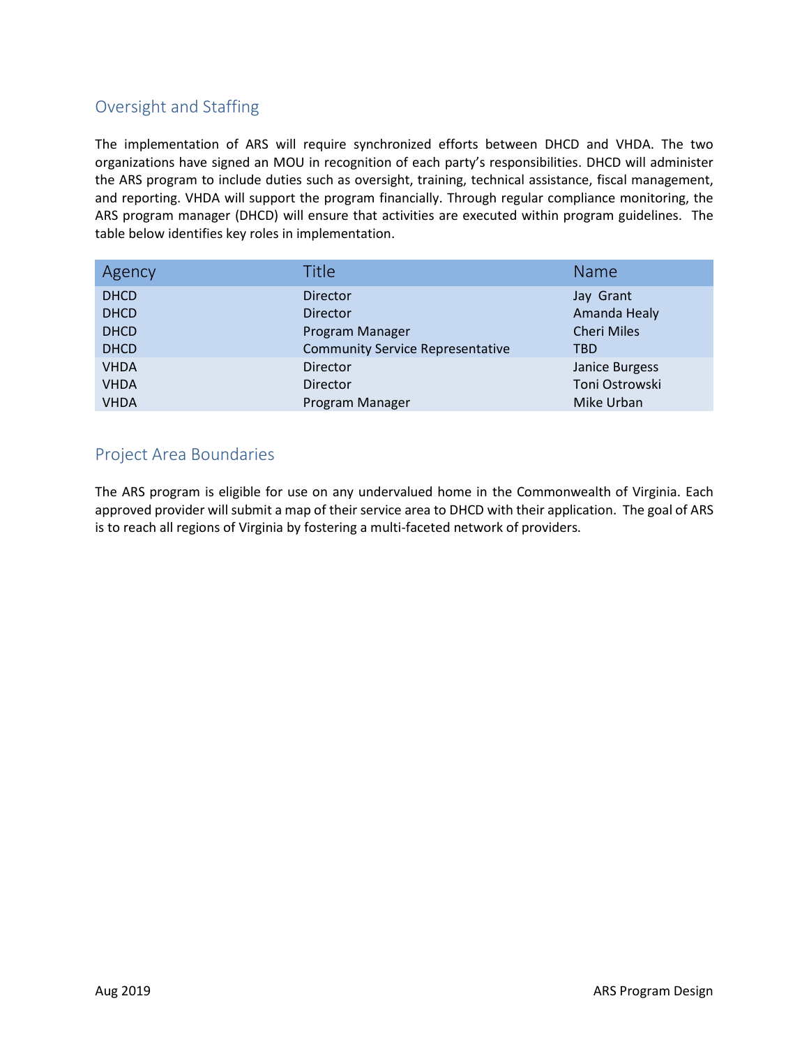## Oversight and Staffing

The implementation of ARS will require synchronized efforts between DHCD and VHDA. The two organizations have signed an MOU in recognition of each party's responsibilities. DHCD will administer the ARS program to include duties such as oversight, training, technical assistance, fiscal management, and reporting. VHDA will support the program financially. Through regular compliance monitoring, the ARS program manager (DHCD) will ensure that activities are executed within program guidelines. The table below identifies key roles in implementation.

| Agency | Title | Name |
|---|---|---|
| DHCD | Director | Jay Grant |
| DHCD | Director | Amanda Healy |
| DHCD | Program Manager | Cheri Miles |
| DHCD | Community Service Representative | TBD |
| VHDA | Director | Janice Burgess |
| VHDA | Director | Toni Ostrowski |
| VHDA | Program Manager | Mike Urban |

## Project Area Boundaries

The ARS program is eligible for use on any undervalued home in the Commonwealth of Virginia. Each approved provider will submit a map of their service area to DHCD with their application. The goal of ARS is to reach all regions of Virginia by fostering a multi-faceted network of providers.